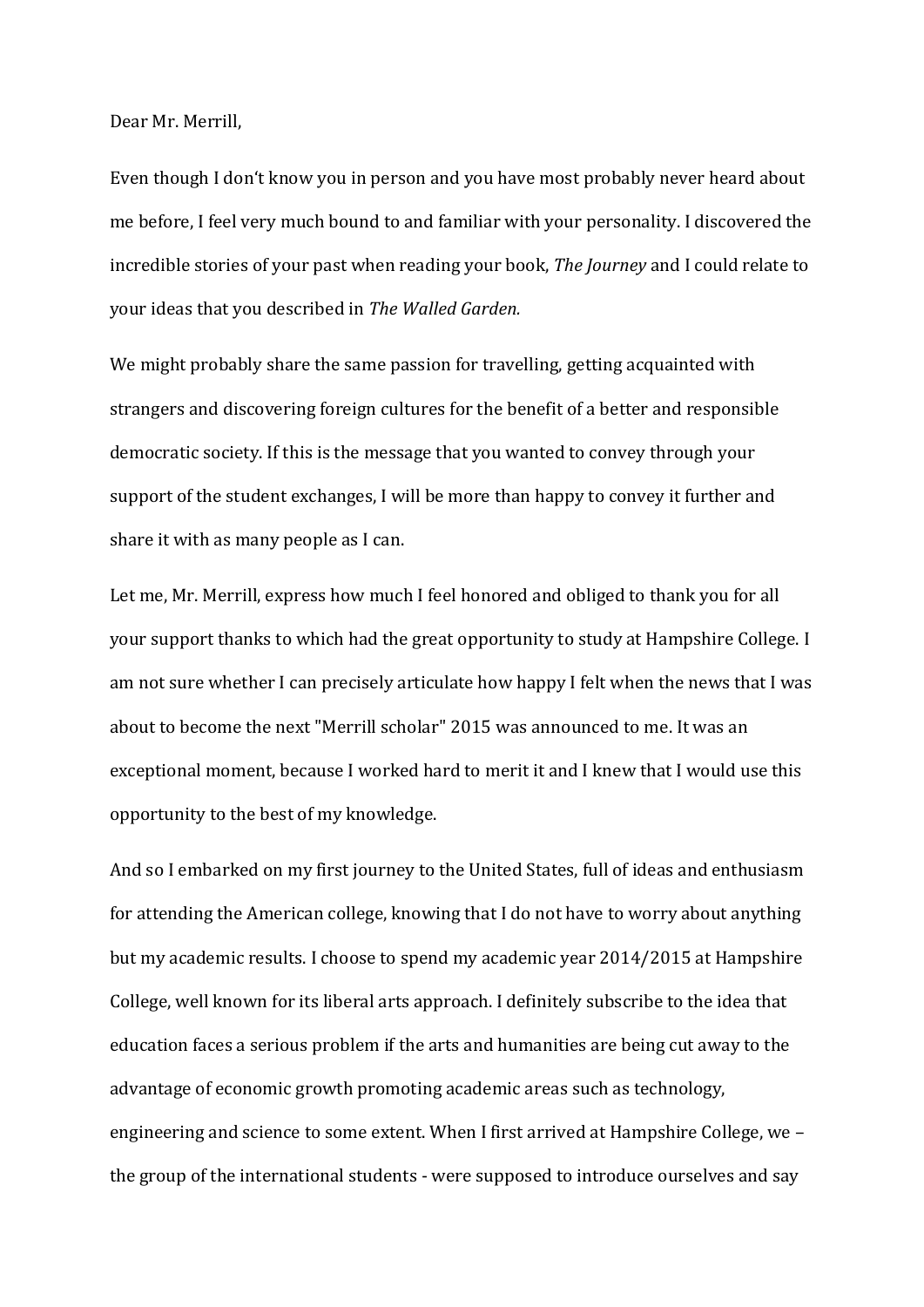Dear Mr. Merrill,

Even though I don't know you in person and you have most probably never heard about me before, I feel very much bound to and familiar with your personality. I discovered the incredible stories of your past when reading your book, *The Journey* and I could relate to your ideas that you described in *The Walled Garden.*

We might probably share the same passion for travelling, getting acquainted with strangers and discovering foreign cultures for the benefit of a better and responsible democratic society. If this is the message that you wanted to convey through your support of the student exchanges, I will be more than happy to convey it further and share it with as many people as I can.

Let me, Mr. Merrill, express how much I feel honored and obliged to thank you for all your support thanks to which had the great opportunity to study at Hampshire College. I am not sure whether I can precisely articulate how happy I felt when the news that I was about to become the next "Merrill scholar" 2015 was announced to me. It was an exceptional moment, because I worked hard to merit it and I knew that I would use this opportunity to the best of my knowledge.

And so I embarked on my first journey to the United States, full of ideas and enthusiasm for attending the American college, knowing that I do not have to worry about anything but my academic results. I choose to spend my academic year 2014/2015 at Hampshire College, well known for its liberal arts approach. I definitely subscribe to the idea that education faces a serious problem if the arts and humanities are being cut away to the advantage of economic growth promoting academic areas such as technology, engineering and science to some extent. When I first arrived at Hampshire College, we – the group of the international students - were supposed to introduce ourselves and say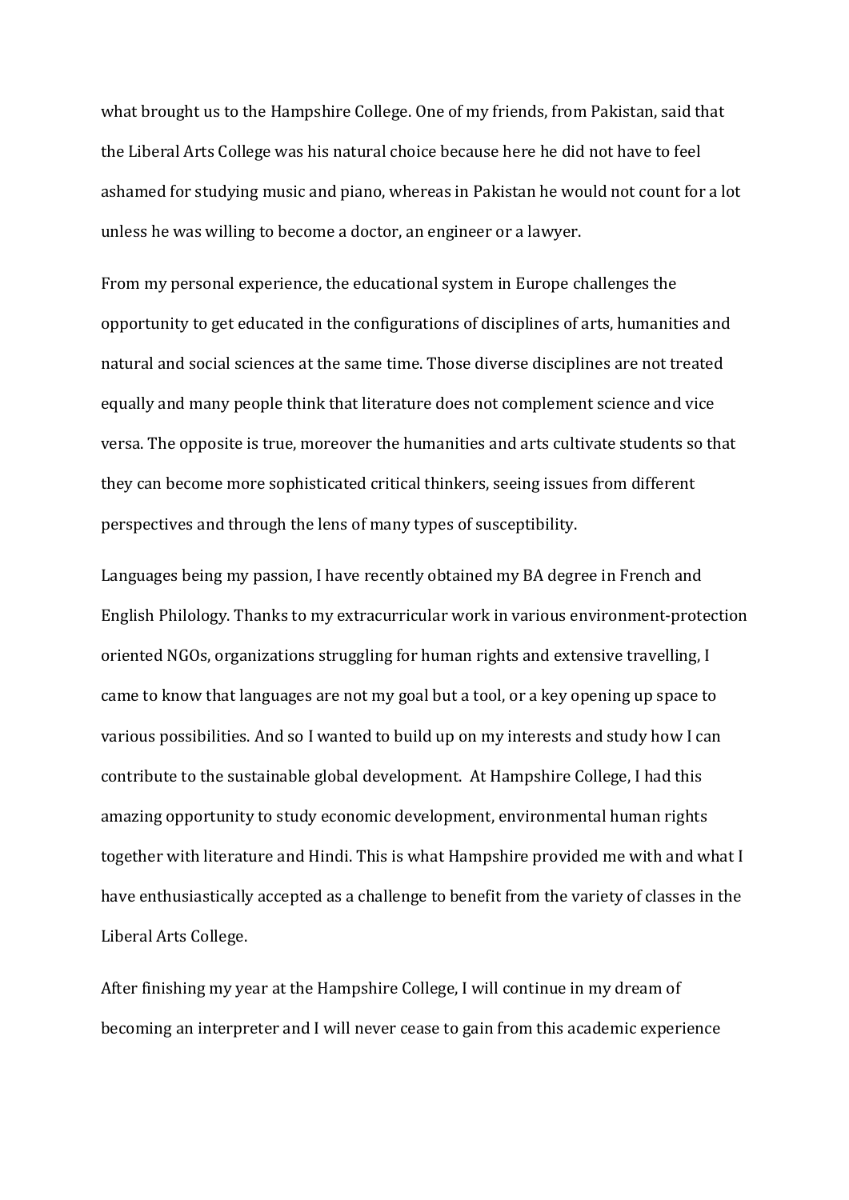what brought us to the Hampshire College. One of my friends, from Pakistan, said that the Liberal Arts College was his natural choice because here he did not have to feel ashamed for studying music and piano, whereas in Pakistan he would not count for a lot unless he was willing to become a doctor, an engineer or a lawyer.

From my personal experience, the educational system in Europe challenges the opportunity to get educated in the configurations of disciplines of arts, humanities and natural and social sciences at the same time. Those diverse disciplines are not treated equally and many people think that literature does not complement science and vice versa. The opposite is true, moreover the humanities and arts cultivate students so that they can become more sophisticated critical thinkers, seeing issues from different perspectives and through the lens of many types of susceptibility.

Languages being my passion, I have recently obtained my BA degree in French and English Philology. Thanks to my extracurricular work in various environment-protection oriented NGOs, organizations struggling for human rights and extensive travelling, I came to know that languages are not my goal but a tool, or a key opening up space to various possibilities. And so I wanted to build up on my interests and study how I can contribute to the sustainable global development. At Hampshire College, I had this amazing opportunity to study economic development, environmental human rights together with literature and Hindi. This is what Hampshire provided me with and what I have enthusiastically accepted as a challenge to benefit from the variety of classes in the Liberal Arts College.

After finishing my year at the Hampshire College, I will continue in my dream of becoming an interpreter and I will never cease to gain from this academic experience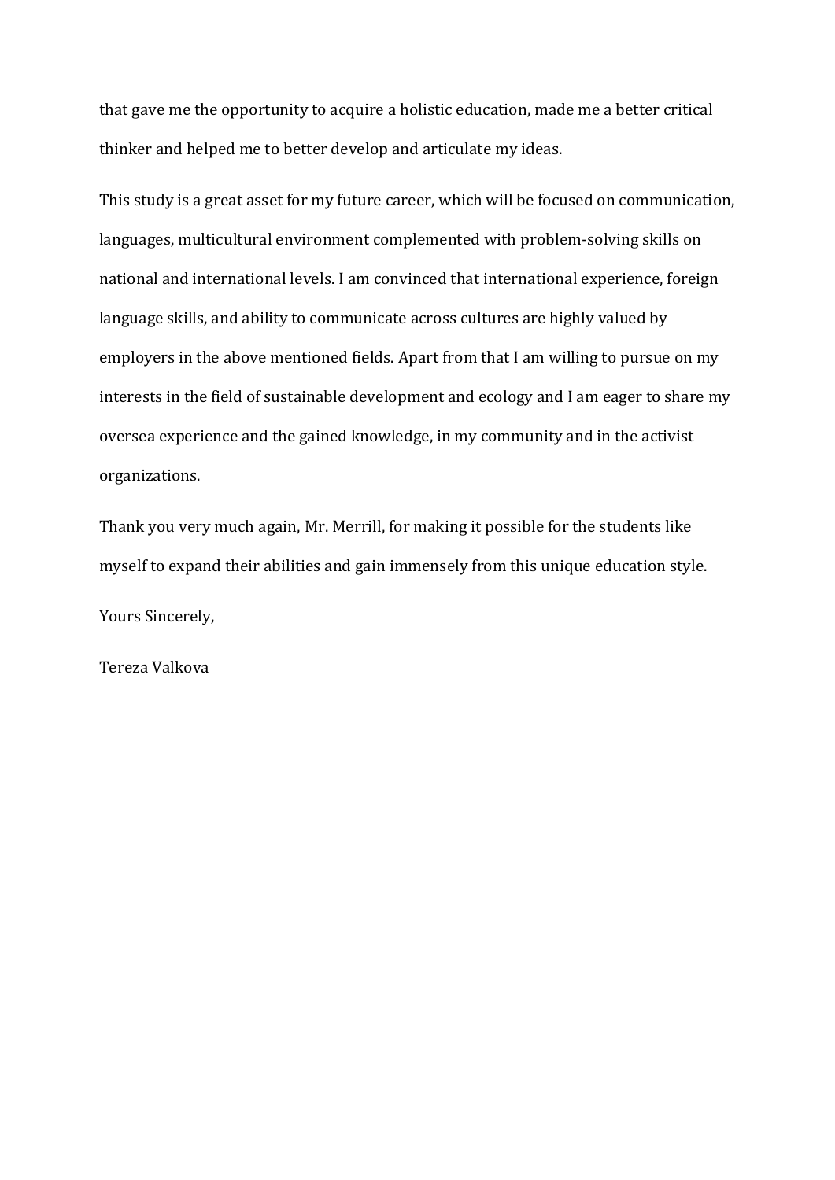that gave me the opportunity to acquire a holistic education, made me a better critical thinker and helped me to better develop and articulate my ideas.

This study is a great asset for my future career, which will be focused on communication, languages, multicultural environment complemented with problem-solving skills on national and international levels. I am convinced that international experience, foreign language skills, and ability to communicate across cultures are highly valued by employers in the above mentioned fields. Apart from that I am willing to pursue on my interests in the field of sustainable development and ecology and I am eager to share my oversea experience and the gained knowledge, in my community and in the activist organizations.

Thank you very much again, Mr. Merrill, for making it possible for the students like myself to expand their abilities and gain immensely from this unique education style.

Yours Sincerely,

Tereza Valkova